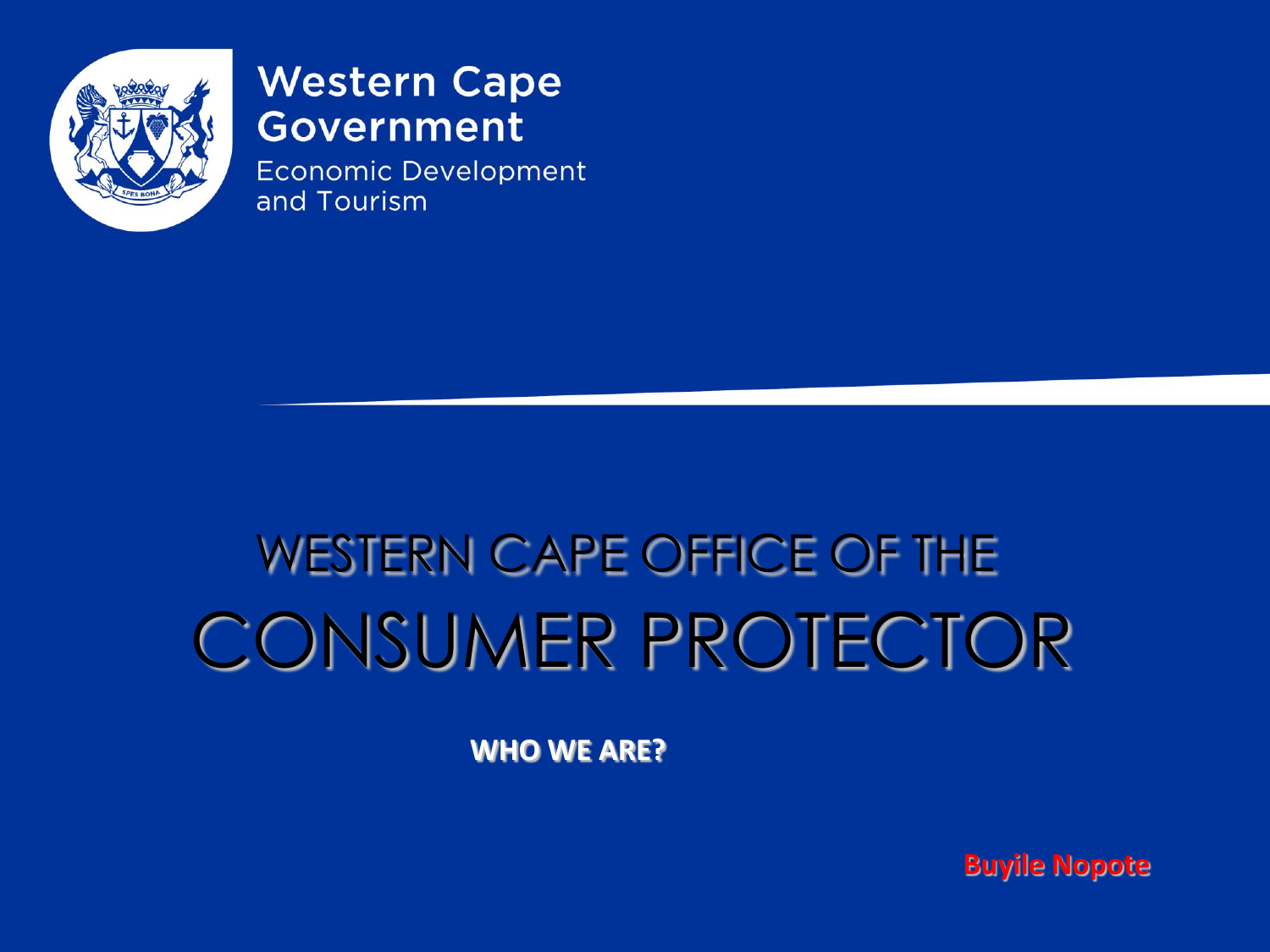Western Cape Government

Economic Development and Tourism

# WESTERN CAPE OFFICE OF THE CONSUMER PROTECTOR

**WHO WE ARE?**

**Buyile Nopote**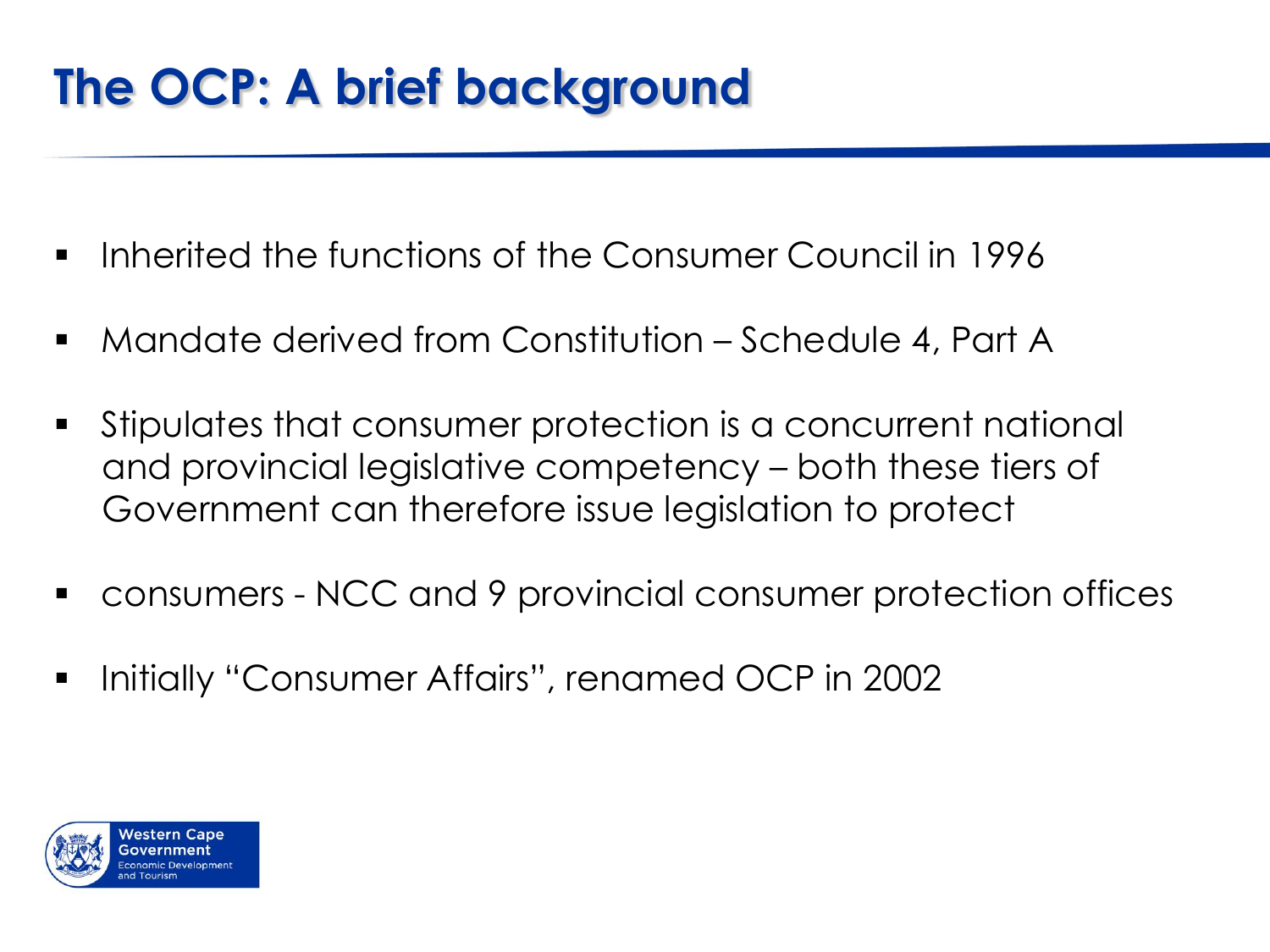# The OCP: A brief background

- Inherited the functions of the Consumer Council in 1996
- Mandate derived from Constitution – Schedule 4, Part A
- Stipulates that consumer protection is a concurrent national and provincial legislative competency – both these tiers of Government can therefore issue legislation to protect
- consumers - NCC and 9 provincial consumer protection offices
- Initially "Consumer Affairs", renamed OCP in 2002

Western Cape Government
Economic Development and Tourism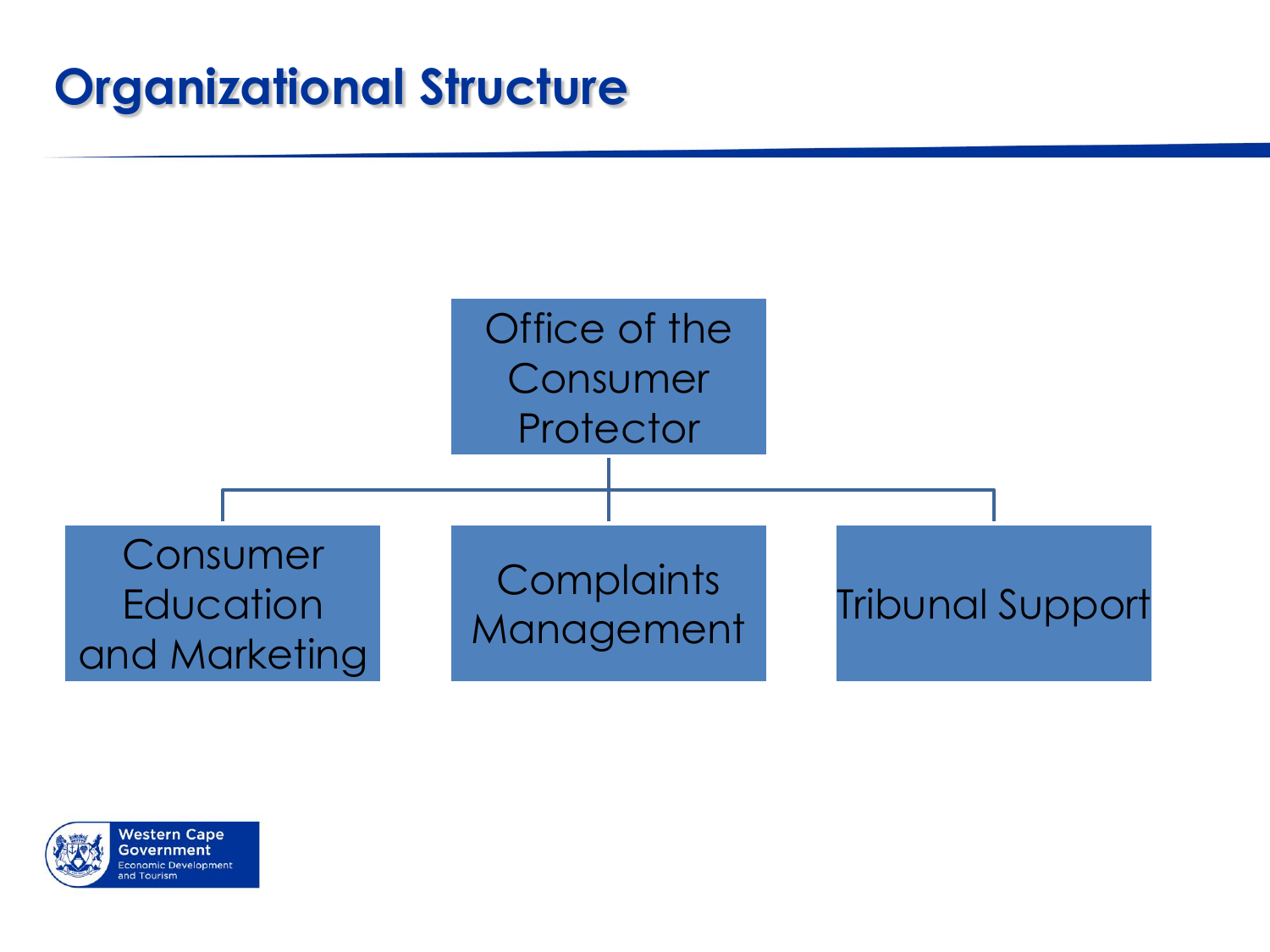# Organizational Structure

- Office of the Consumer Protector
  - Consumer Education and Marketing
  - Complaints Management
  - Tribunal Support

Western Cape Government
Economic Development and Tourism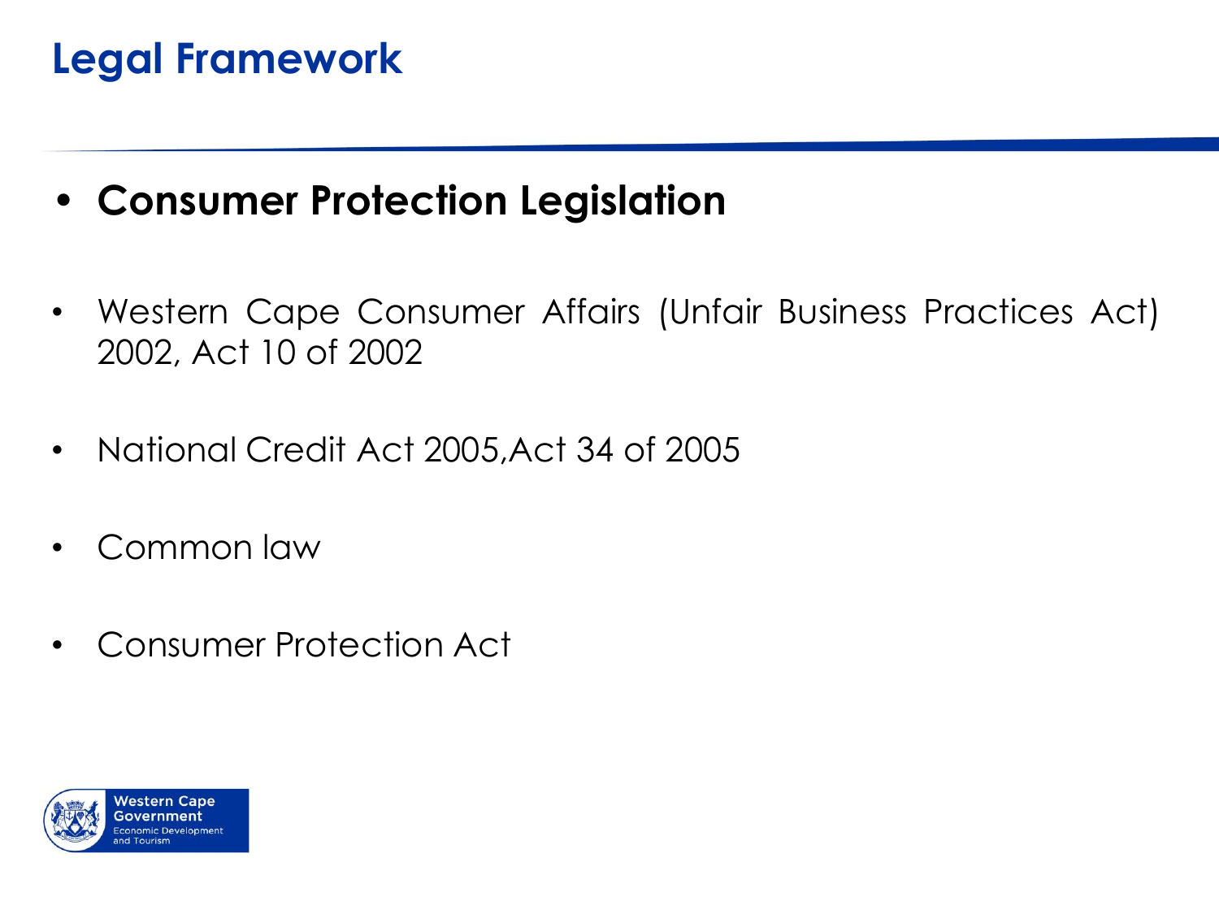# Legal Framework

- **Consumer Protection Legislation**

- Western Cape Consumer Affairs (Unfair Business Practices Act) 2002, Act 10 of 2002
- National Credit Act 2005,Act 34 of 2005
- Common law
- Consumer Protection Act

Western Cape Government
Economic Development and Tourism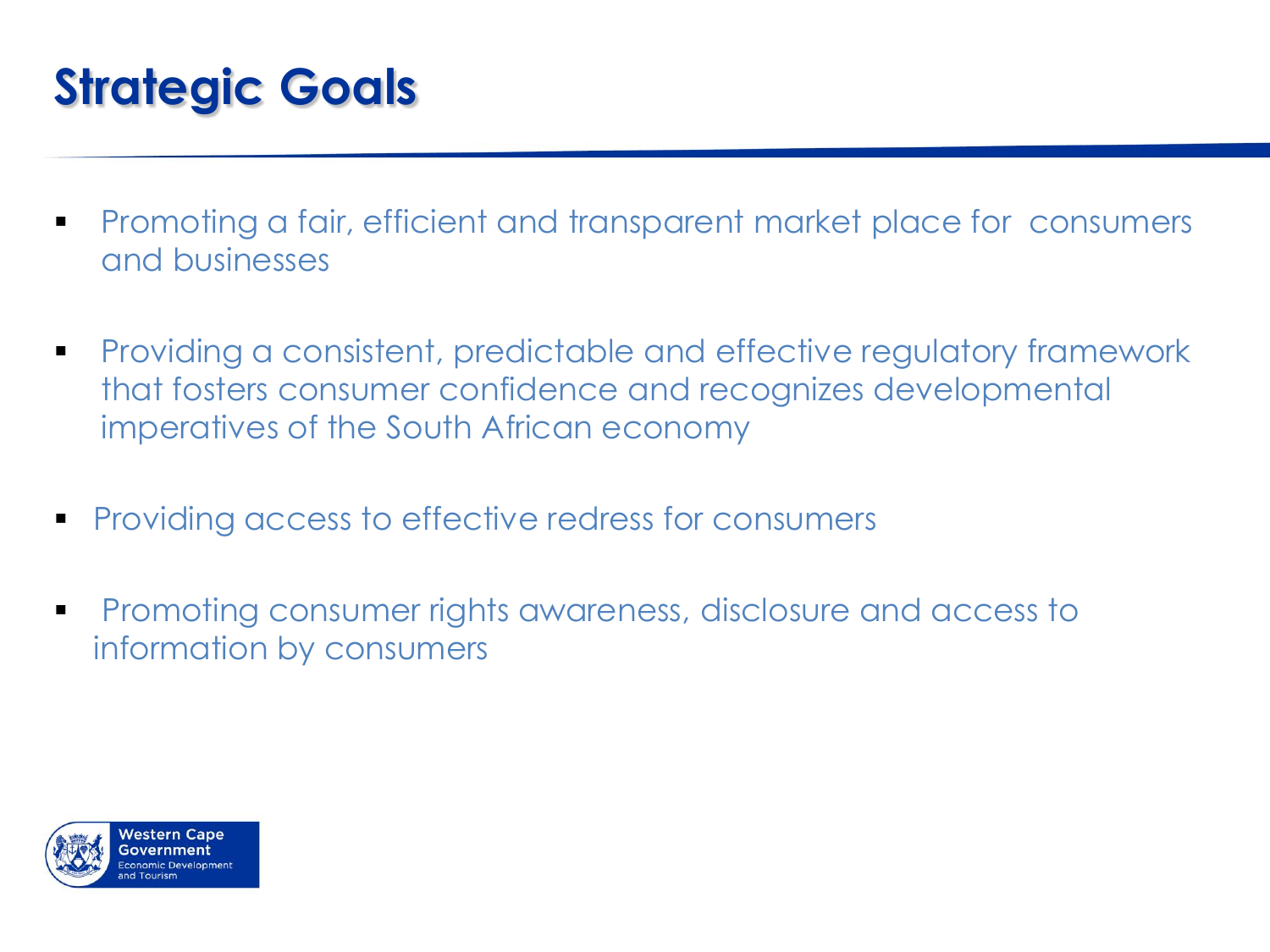# Strategic Goals

- Promoting a fair, efficient and transparent market place for consumers and businesses
- Providing a consistent, predictable and effective regulatory framework that fosters consumer confidence and recognizes developmental imperatives of the South African economy
- Providing access to effective redress for consumers
- Promoting consumer rights awareness, disclosure and access to information by consumers

Western Cape Government
Economic Development and Tourism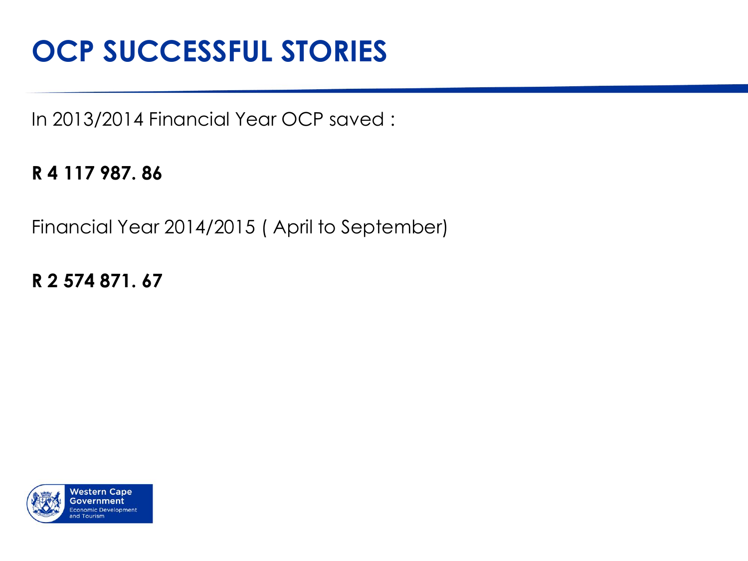# OCP SUCCESSFUL STORIES

In 2013/2014 Financial Year OCP saved :

**R 4 117 987. 86**

Financial Year 2014/2015 ( April to September)

**R 2 574 871. 67**

Western Cape Government
Economic Development and Tourism